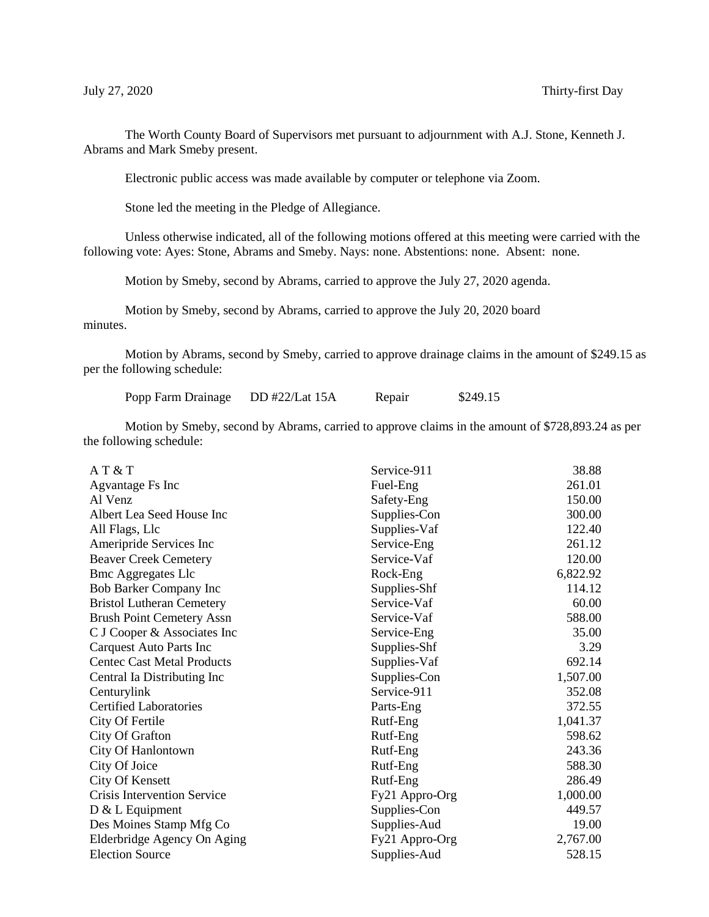July 27, 2020 Thirty-first Day

The Worth County Board of Supervisors met pursuant to adjournment with A.J. Stone, Kenneth J. Abrams and Mark Smeby present.

Electronic public access was made available by computer or telephone via Zoom.

Stone led the meeting in the Pledge of Allegiance.

Unless otherwise indicated, all of the following motions offered at this meeting were carried with the following vote: Ayes: Stone, Abrams and Smeby. Nays: none. Abstentions: none. Absent: none.

Motion by Smeby, second by Abrams, carried to approve the July 27, 2020 agenda.

Motion by Smeby, second by Abrams, carried to approve the July 20, 2020 board minutes.

Motion by Abrams, second by Smeby, carried to approve drainage claims in the amount of $249.15 as per the following schedule:

| | | | |
|---|---|---|---|
| Popp Farm Drainage | DD #22/Lat 15A | Repair | $249.15 |

Motion by Smeby, second by Abrams, carried to approve claims in the amount of $728,893.24 as per the following schedule:

| | | |
|---|---|---|
| A T & T | Service-911 | 38.88 |
| Agvantage Fs Inc | Fuel-Eng | 261.01 |
| Al Venz | Safety-Eng | 150.00 |
| Albert Lea Seed House Inc | Supplies-Con | 300.00 |
| All Flags, Llc | Supplies-Vaf | 122.40 |
| Ameripride Services Inc | Service-Eng | 261.12 |
| Beaver Creek Cemetery | Service-Vaf | 120.00 |
| Bmc Aggregates Llc | Rock-Eng | 6,822.92 |
| Bob Barker Company Inc | Supplies-Shf | 114.12 |
| Bristol Lutheran Cemetery | Service-Vaf | 60.00 |
| Brush Point Cemetery Assn | Service-Vaf | 588.00 |
| C J Cooper & Associates Inc | Service-Eng | 35.00 |
| Carquest Auto Parts Inc | Supplies-Shf | 3.29 |
| Centec Cast Metal Products | Supplies-Vaf | 692.14 |
| Central Ia Distributing Inc | Supplies-Con | 1,507.00 |
| Centurylink | Service-911 | 352.08 |
| Certified Laboratories | Parts-Eng | 372.55 |
| City Of Fertile | Rutf-Eng | 1,041.37 |
| City Of Grafton | Rutf-Eng | 598.62 |
| City Of Hanlontown | Rutf-Eng | 243.36 |
| City Of Joice | Rutf-Eng | 588.30 |
| City Of Kensett | Rutf-Eng | 286.49 |
| Crisis Intervention Service | Fy21 Appro-Org | 1,000.00 |
| D & L Equipment | Supplies-Con | 449.57 |
| Des Moines Stamp Mfg Co | Supplies-Aud | 19.00 |
| Elderbridge Agency On Aging | Fy21 Appro-Org | 2,767.00 |
| Election Source | Supplies-Aud | 528.15 |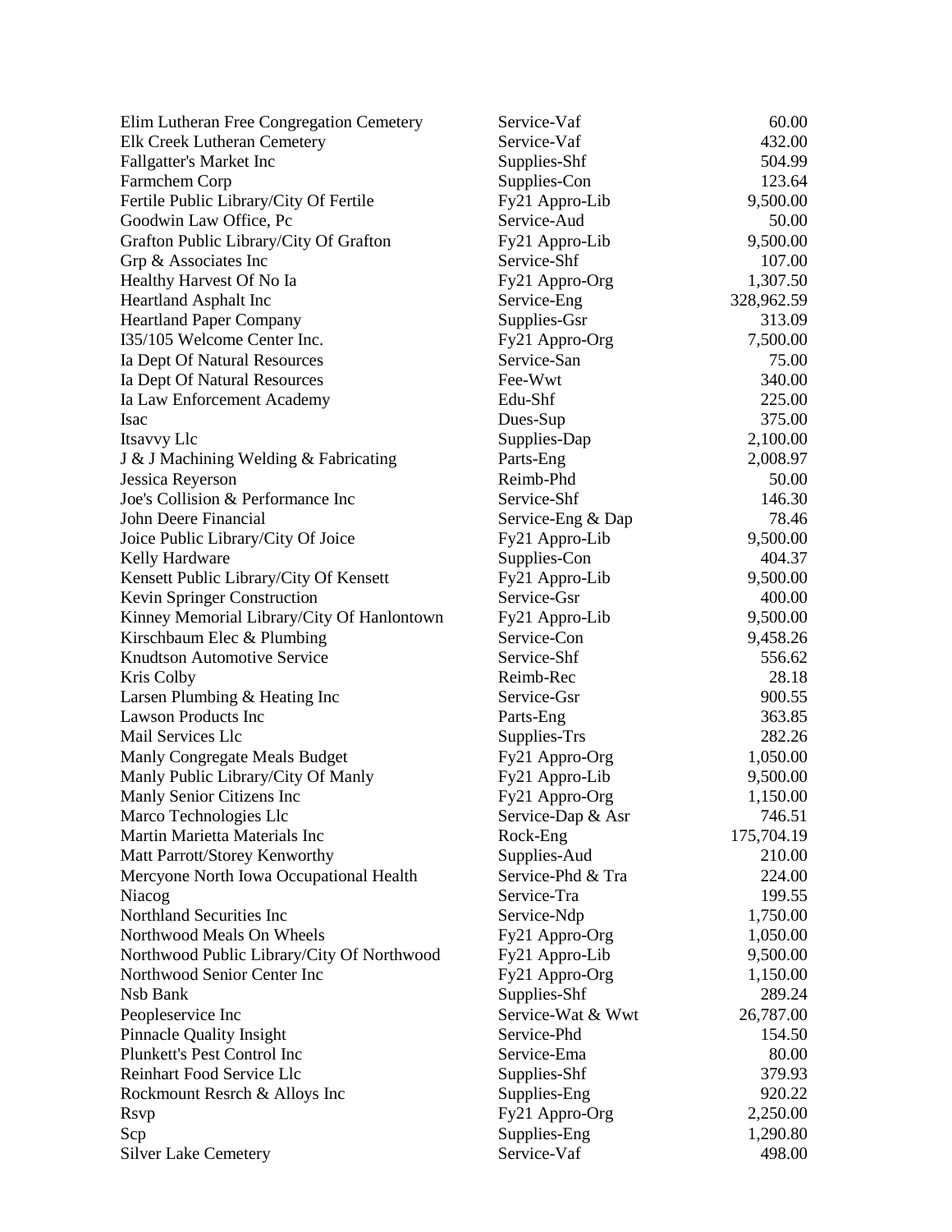| | | |
|---|---|---|
| Elim Lutheran Free Congregation Cemetery | Service-Vaf | 60.00 |
| Elk Creek Lutheran Cemetery | Service-Vaf | 432.00 |
| Fallgatter's Market Inc | Supplies-Shf | 504.99 |
| Farmchem Corp | Supplies-Con | 123.64 |
| Fertile Public Library/City Of Fertile | Fy21 Appro-Lib | 9,500.00 |
| Goodwin Law Office, Pc | Service-Aud | 50.00 |
| Grafton Public Library/City Of Grafton | Fy21 Appro-Lib | 9,500.00 |
| Grp & Associates Inc | Service-Shf | 107.00 |
| Healthy Harvest Of No Ia | Fy21 Appro-Org | 1,307.50 |
| Heartland Asphalt Inc | Service-Eng | 328,962.59 |
| Heartland Paper Company | Supplies-Gsr | 313.09 |
| I35/105 Welcome Center Inc. | Fy21 Appro-Org | 7,500.00 |
| Ia Dept Of Natural Resources | Service-San | 75.00 |
| Ia Dept Of Natural Resources | Fee-Wwt | 340.00 |
| Ia Law Enforcement Academy | Edu-Shf | 225.00 |
| Isac | Dues-Sup | 375.00 |
| Itsavvy Llc | Supplies-Dap | 2,100.00 |
| J & J Machining Welding & Fabricating | Parts-Eng | 2,008.97 |
| Jessica Reyerson | Reimb-Phd | 50.00 |
| Joe's Collision & Performance Inc | Service-Shf | 146.30 |
| John Deere Financial | Service-Eng & Dap | 78.46 |
| Joice Public Library/City Of Joice | Fy21 Appro-Lib | 9,500.00 |
| Kelly Hardware | Supplies-Con | 404.37 |
| Kensett Public Library/City Of Kensett | Fy21 Appro-Lib | 9,500.00 |
| Kevin Springer Construction | Service-Gsr | 400.00 |
| Kinney Memorial Library/City Of Hanlontown | Fy21 Appro-Lib | 9,500.00 |
| Kirschbaum Elec & Plumbing | Service-Con | 9,458.26 |
| Knudtson Automotive Service | Service-Shf | 556.62 |
| Kris Colby | Reimb-Rec | 28.18 |
| Larsen Plumbing & Heating Inc | Service-Gsr | 900.55 |
| Lawson Products Inc | Parts-Eng | 363.85 |
| Mail Services Llc | Supplies-Trs | 282.26 |
| Manly Congregate Meals Budget | Fy21 Appro-Org | 1,050.00 |
| Manly Public Library/City Of Manly | Fy21 Appro-Lib | 9,500.00 |
| Manly Senior Citizens Inc | Fy21 Appro-Org | 1,150.00 |
| Marco Technologies Llc | Service-Dap & Asr | 746.51 |
| Martin Marietta Materials Inc | Rock-Eng | 175,704.19 |
| Matt Parrott/Storey Kenworthy | Supplies-Aud | 210.00 |
| Mercyone North Iowa Occupational Health | Service-Phd & Tra | 224.00 |
| Niacog | Service-Tra | 199.55 |
| Northland Securities Inc | Service-Ndp | 1,750.00 |
| Northwood Meals On Wheels | Fy21 Appro-Org | 1,050.00 |
| Northwood Public Library/City Of Northwood | Fy21 Appro-Lib | 9,500.00 |
| Northwood Senior Center Inc | Fy21 Appro-Org | 1,150.00 |
| Nsb Bank | Supplies-Shf | 289.24 |
| Peopleservice Inc | Service-Wat & Wwt | 26,787.00 |
| Pinnacle Quality Insight | Service-Phd | 154.50 |
| Plunkett's Pest Control Inc | Service-Ema | 80.00 |
| Reinhart Food Service Llc | Supplies-Shf | 379.93 |
| Rockmount Resrch & Alloys Inc | Supplies-Eng | 920.22 |
| Rsvp | Fy21 Appro-Org | 2,250.00 |
| Scp | Supplies-Eng | 1,290.80 |
| Silver Lake Cemetery | Service-Vaf | 498.00 |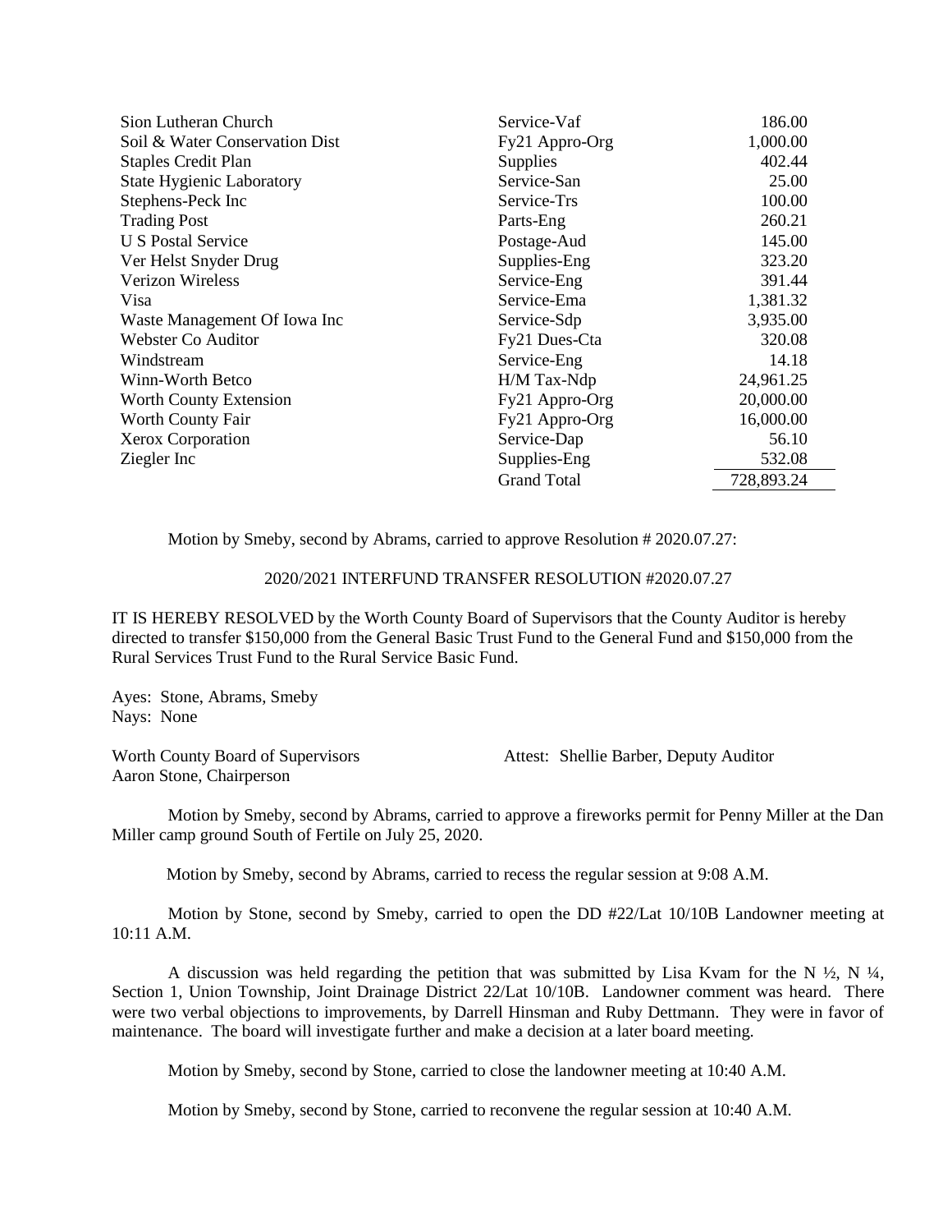| | | |
|---|---|---|
| Sion Lutheran Church | Service-Vaf | 186.00 |
| Soil & Water Conservation Dist | Fy21 Appro-Org | 1,000.00 |
| Staples Credit Plan | Supplies | 402.44 |
| State Hygienic Laboratory | Service-San | 25.00 |
| Stephens-Peck Inc | Service-Trs | 100.00 |
| Trading Post | Parts-Eng | 260.21 |
| U S Postal Service | Postage-Aud | 145.00 |
| Ver Helst Snyder Drug | Supplies-Eng | 323.20 |
| Verizon Wireless | Service-Eng | 391.44 |
| Visa | Service-Ema | 1,381.32 |
| Waste Management Of Iowa Inc | Service-Sdp | 3,935.00 |
| Webster Co Auditor | Fy21 Dues-Cta | 320.08 |
| Windstream | Service-Eng | 14.18 |
| Winn-Worth Betco | H/M Tax-Ndp | 24,961.25 |
| Worth County Extension | Fy21 Appro-Org | 20,000.00 |
| Worth County Fair | Fy21 Appro-Org | 16,000.00 |
| Xerox Corporation | Service-Dap | 56.10 |
| Ziegler Inc | Supplies-Eng | 532.08 |
| | Grand Total | 728,893.24 |

Motion by Smeby, second by Abrams, carried to approve Resolution # 2020.07.27:

2020/2021 INTERFUND TRANSFER RESOLUTION #2020.07.27

IT IS HEREBY RESOLVED by the Worth County Board of Supervisors that the County Auditor is hereby directed to transfer $150,000 from the General Basic Trust Fund to the General Fund and $150,000 from the Rural Services Trust Fund to the Rural Service Basic Fund.

Ayes: Stone, Abrams, Smeby
Nays: None

Worth County Board of Supervisors
Aaron Stone, Chairperson

Attest: Shellie Barber, Deputy Auditor

Motion by Smeby, second by Abrams, carried to approve a fireworks permit for Penny Miller at the Dan Miller camp ground South of Fertile on July 25, 2020.

Motion by Smeby, second by Abrams, carried to recess the regular session at 9:08 A.M.

Motion by Stone, second by Smeby, carried to open the DD #22/Lat 10/10B Landowner meeting at 10:11 A.M.

A discussion was held regarding the petition that was submitted by Lisa Kvam for the N ½, N ¼, Section 1, Union Township, Joint Drainage District 22/Lat 10/10B. Landowner comment was heard. There were two verbal objections to improvements, by Darrell Hinsman and Ruby Dettmann. They were in favor of maintenance. The board will investigate further and make a decision at a later board meeting.

Motion by Smeby, second by Stone, carried to close the landowner meeting at 10:40 A.M.

Motion by Smeby, second by Stone, carried to reconvene the regular session at 10:40 A.M.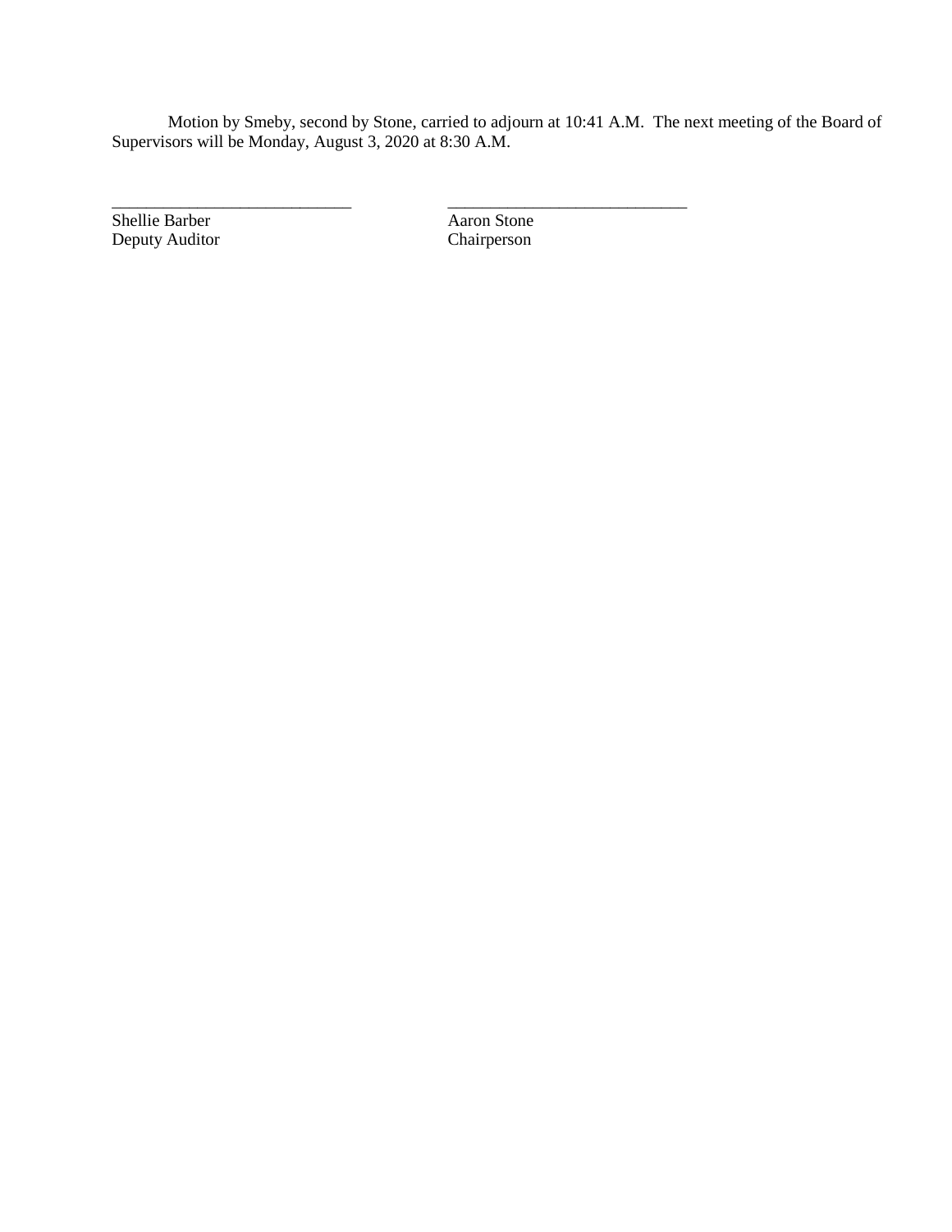Motion by Smeby, second by Stone, carried to adjourn at 10:41 A.M. The next meeting of the Board of Supervisors will be Monday, August 3, 2020 at 8:30 A.M.

| | |
|---|---|
| ____________________________ | ____________________________ |
| Shellie Barber | Aaron Stone |
| Deputy Auditor | Chairperson |